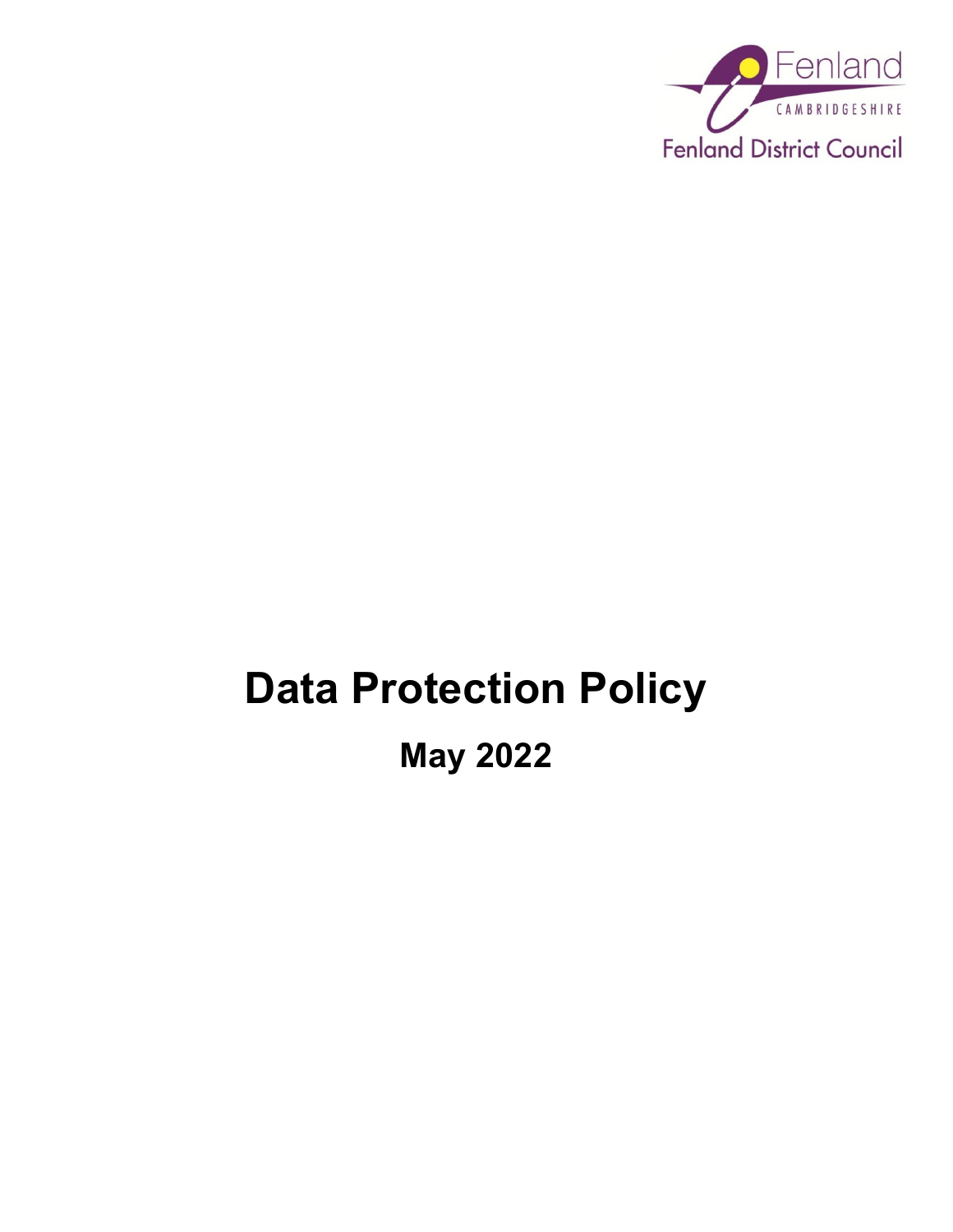Fenland

CAMBRIDGESHIRE

Fenland District Council

# Data Protection Policy

## May 2022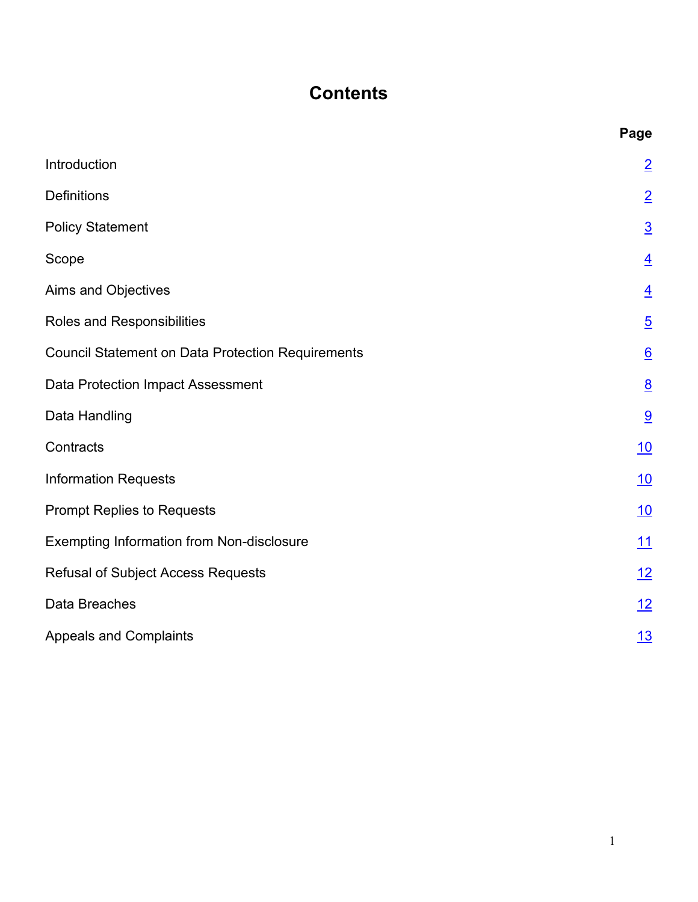# Contents

| | Page |
|---|---|
| Introduction | 2 |
| Definitions | 2 |
| Policy Statement | 3 |
| Scope | 4 |
| Aims and Objectives | 4 |
| Roles and Responsibilities | 5 |
| Council Statement on Data Protection Requirements | 6 |
| Data Protection Impact Assessment | 8 |
| Data Handling | 9 |
| Contracts | 10 |
| Information Requests | 10 |
| Prompt Replies to Requests | 10 |
| Exempting Information from Non-disclosure | 11 |
| Refusal of Subject Access Requests | 12 |
| Data Breaches | 12 |
| Appeals and Complaints | 13 |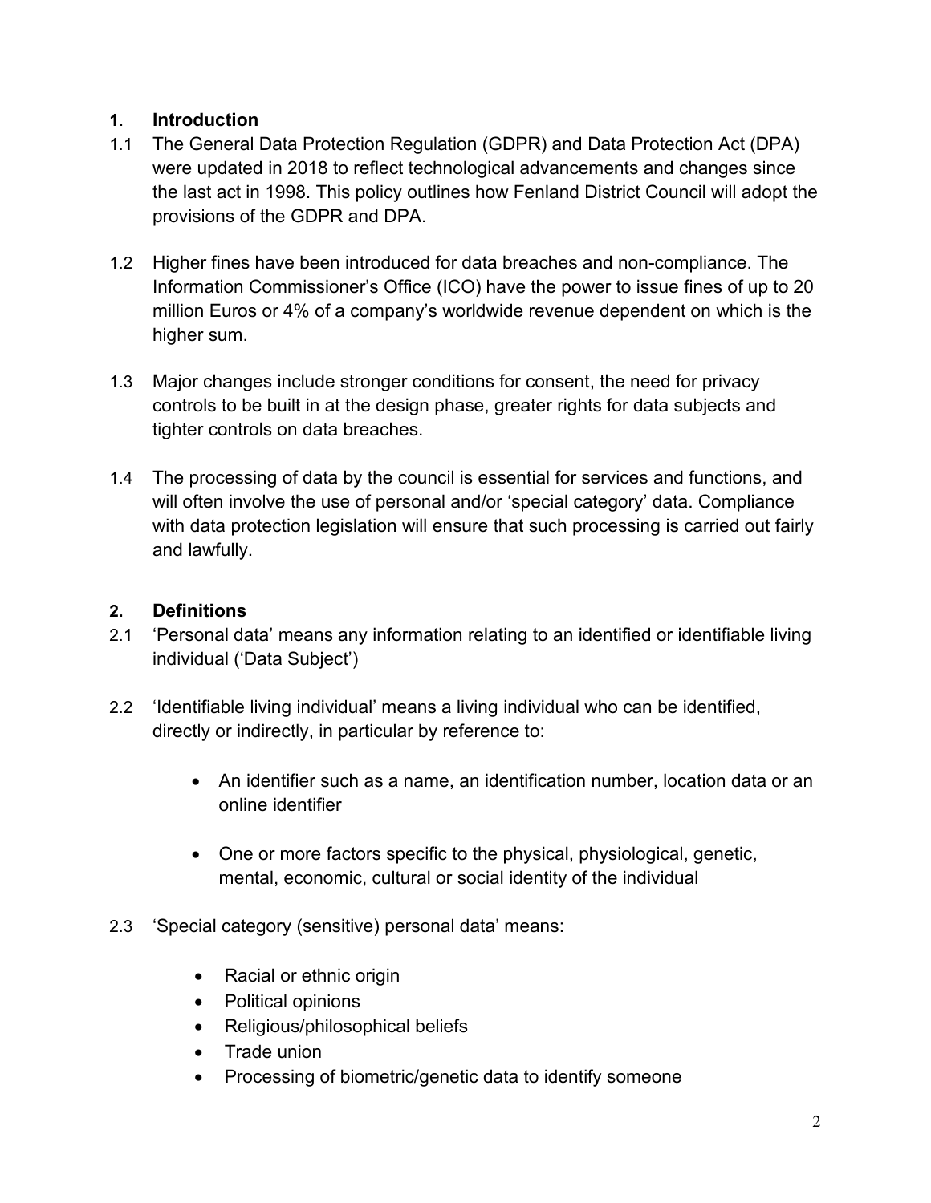## 1. Introduction

1.1 The General Data Protection Regulation (GDPR) and Data Protection Act (DPA) were updated in 2018 to reflect technological advancements and changes since the last act in 1998. This policy outlines how Fenland District Council will adopt the provisions of the GDPR and DPA.

1.2 Higher fines have been introduced for data breaches and non-compliance. The Information Commissioner's Office (ICO) have the power to issue fines of up to 20 million Euros or 4% of a company's worldwide revenue dependent on which is the higher sum.

1.3 Major changes include stronger conditions for consent, the need for privacy controls to be built in at the design phase, greater rights for data subjects and tighter controls on data breaches.

1.4 The processing of data by the council is essential for services and functions, and will often involve the use of personal and/or 'special category' data. Compliance with data protection legislation will ensure that such processing is carried out fairly and lawfully.

## 2. Definitions

2.1 'Personal data' means any information relating to an identified or identifiable living individual ('Data Subject')

2.2 'Identifiable living individual' means a living individual who can be identified, directly or indirectly, in particular by reference to:

- An identifier such as a name, an identification number, location data or an online identifier
- One or more factors specific to the physical, physiological, genetic, mental, economic, cultural or social identity of the individual

2.3 'Special category (sensitive) personal data' means:

- Racial or ethnic origin
- Political opinions
- Religious/philosophical beliefs
- Trade union
- Processing of biometric/genetic data to identify someone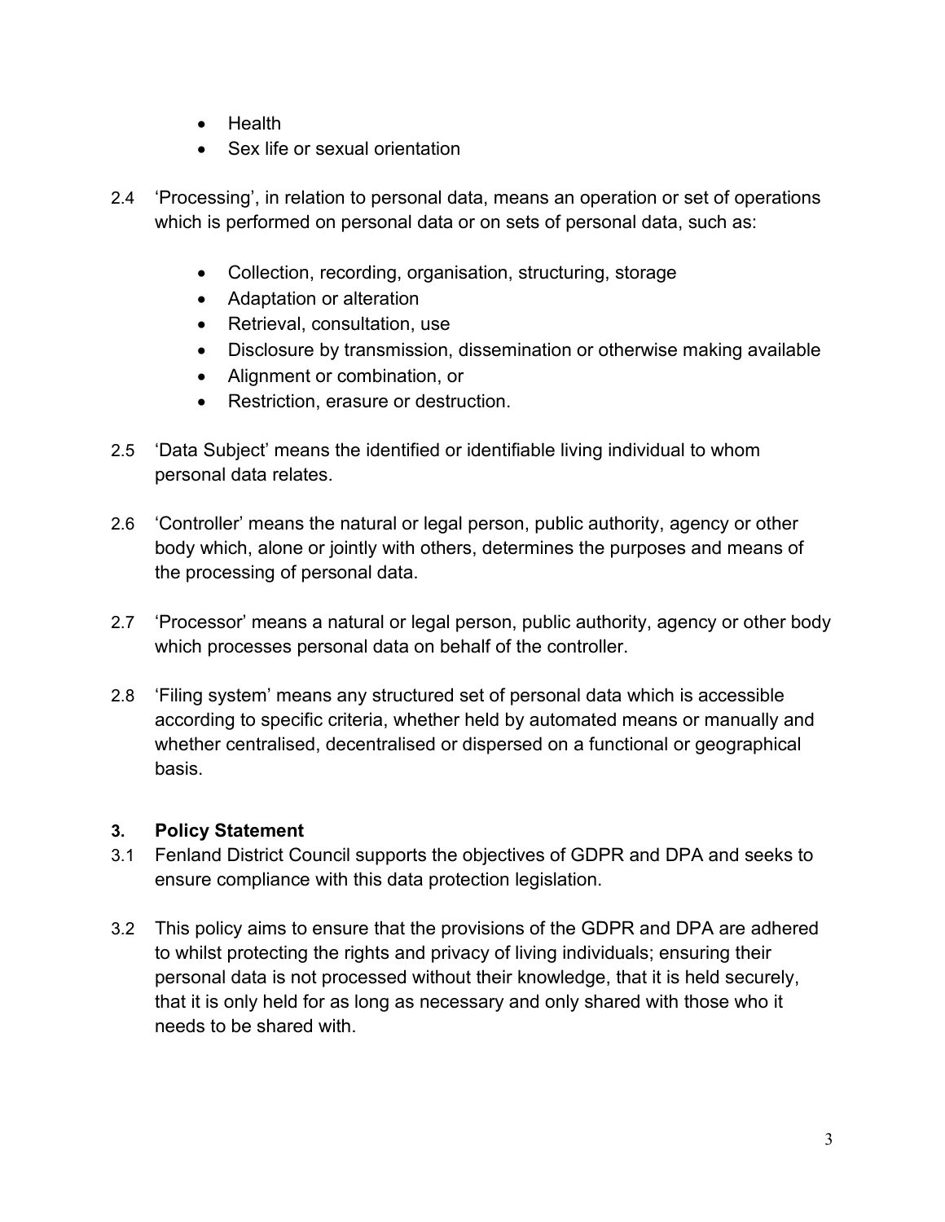- Health
- Sex life or sexual orientation

2.4 'Processing', in relation to personal data, means an operation or set of operations which is performed on personal data or on sets of personal data, such as:

- Collection, recording, organisation, structuring, storage
- Adaptation or alteration
- Retrieval, consultation, use
- Disclosure by transmission, dissemination or otherwise making available
- Alignment or combination, or
- Restriction, erasure or destruction.

2.5 'Data Subject' means the identified or identifiable living individual to whom personal data relates.

2.6 'Controller' means the natural or legal person, public authority, agency or other body which, alone or jointly with others, determines the purposes and means of the processing of personal data.

2.7 'Processor' means a natural or legal person, public authority, agency or other body which processes personal data on behalf of the controller.

2.8 'Filing system' means any structured set of personal data which is accessible according to specific criteria, whether held by automated means or manually and whether centralised, decentralised or dispersed on a functional or geographical basis.

## 3. Policy Statement

3.1 Fenland District Council supports the objectives of GDPR and DPA and seeks to ensure compliance with this data protection legislation.

3.2 This policy aims to ensure that the provisions of the GDPR and DPA are adhered to whilst protecting the rights and privacy of living individuals; ensuring their personal data is not processed without their knowledge, that it is held securely, that it is only held for as long as necessary and only shared with those who it needs to be shared with.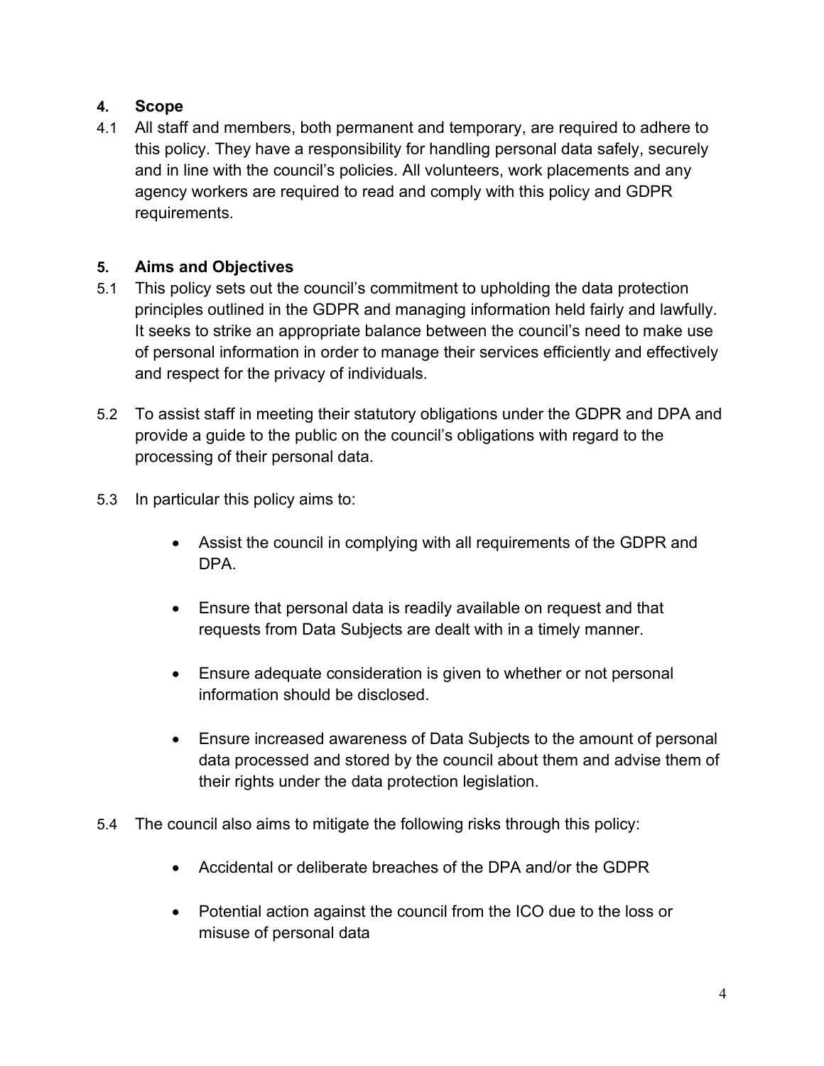## 4. Scope

4.1 All staff and members, both permanent and temporary, are required to adhere to this policy. They have a responsibility for handling personal data safely, securely and in line with the council's policies. All volunteers, work placements and any agency workers are required to read and comply with this policy and GDPR requirements.

## 5. Aims and Objectives

5.1 This policy sets out the council's commitment to upholding the data protection principles outlined in the GDPR and managing information held fairly and lawfully. It seeks to strike an appropriate balance between the council's need to make use of personal information in order to manage their services efficiently and effectively and respect for the privacy of individuals.

5.2 To assist staff in meeting their statutory obligations under the GDPR and DPA and provide a guide to the public on the council's obligations with regard to the processing of their personal data.

5.3 In particular this policy aims to:

- Assist the council in complying with all requirements of the GDPR and DPA.
- Ensure that personal data is readily available on request and that requests from Data Subjects are dealt with in a timely manner.
- Ensure adequate consideration is given to whether or not personal information should be disclosed.
- Ensure increased awareness of Data Subjects to the amount of personal data processed and stored by the council about them and advise them of their rights under the data protection legislation.

5.4 The council also aims to mitigate the following risks through this policy:

- Accidental or deliberate breaches of the DPA and/or the GDPR
- Potential action against the council from the ICO due to the loss or misuse of personal data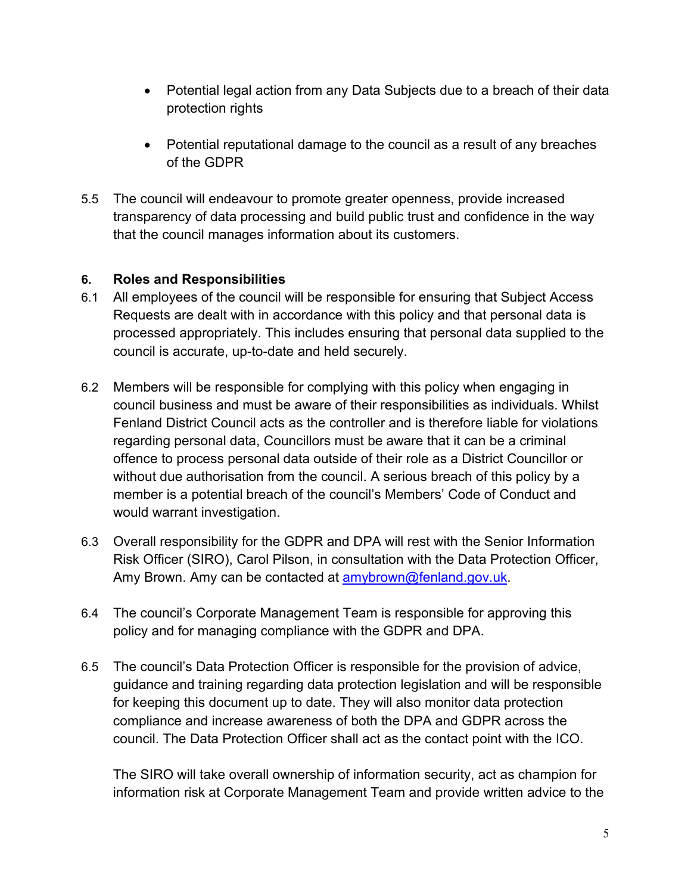- Potential legal action from any Data Subjects due to a breach of their data protection rights

- Potential reputational damage to the council as a result of any breaches of the GDPR

5.5 The council will endeavour to promote greater openness, provide increased transparency of data processing and build public trust and confidence in the way that the council manages information about its customers.

## 6. Roles and Responsibilities

6.1 All employees of the council will be responsible for ensuring that Subject Access Requests are dealt with in accordance with this policy and that personal data is processed appropriately. This includes ensuring that personal data supplied to the council is accurate, up-to-date and held securely.

6.2 Members will be responsible for complying with this policy when engaging in council business and must be aware of their responsibilities as individuals. Whilst Fenland District Council acts as the controller and is therefore liable for violations regarding personal data, Councillors must be aware that it can be a criminal offence to process personal data outside of their role as a District Councillor or without due authorisation from the council. A serious breach of this policy by a member is a potential breach of the council's Members' Code of Conduct and would warrant investigation.

6.3 Overall responsibility for the GDPR and DPA will rest with the Senior Information Risk Officer (SIRO), Carol Pilson, in consultation with the Data Protection Officer, Amy Brown. Amy can be contacted at [amybrown@fenland.gov.uk](mailto:amybrown@fenland.gov.uk).

6.4 The council's Corporate Management Team is responsible for approving this policy and for managing compliance with the GDPR and DPA.

6.5 The council's Data Protection Officer is responsible for the provision of advice, guidance and training regarding data protection legislation and will be responsible for keeping this document up to date. They will also monitor data protection compliance and increase awareness of both the DPA and GDPR across the council. The Data Protection Officer shall act as the contact point with the ICO.

The SIRO will take overall ownership of information security, act as champion for information risk at Corporate Management Team and provide written advice to the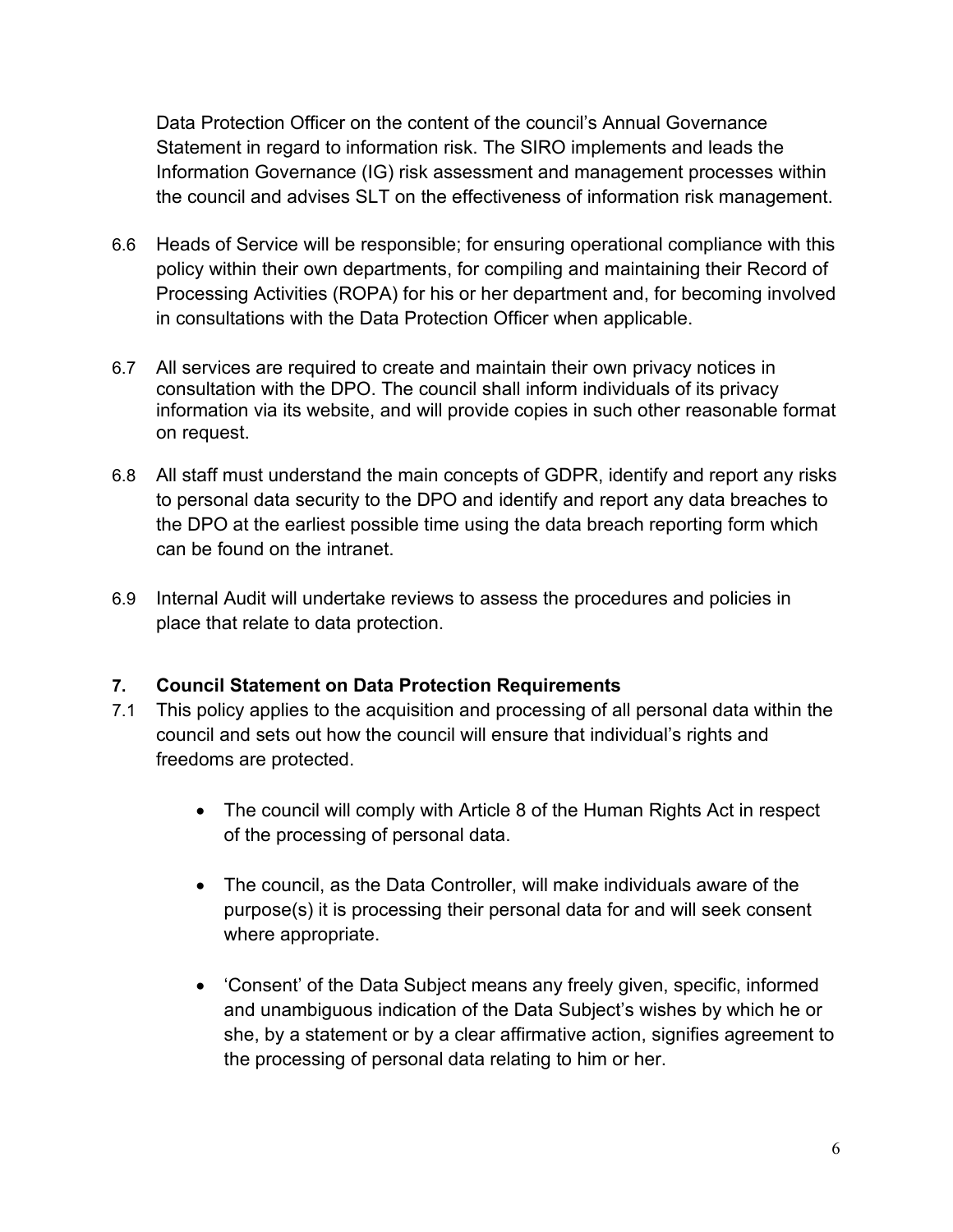Data Protection Officer on the content of the council's Annual Governance Statement in regard to information risk. The SIRO implements and leads the Information Governance (IG) risk assessment and management processes within the council and advises SLT on the effectiveness of information risk management.

6.6 Heads of Service will be responsible; for ensuring operational compliance with this policy within their own departments, for compiling and maintaining their Record of Processing Activities (ROPA) for his or her department and, for becoming involved in consultations with the Data Protection Officer when applicable.

6.7 All services are required to create and maintain their own privacy notices in consultation with the DPO. The council shall inform individuals of its privacy information via its website, and will provide copies in such other reasonable format on request.

6.8 All staff must understand the main concepts of GDPR, identify and report any risks to personal data security to the DPO and identify and report any data breaches to the DPO at the earliest possible time using the data breach reporting form which can be found on the intranet.

6.9 Internal Audit will undertake reviews to assess the procedures and policies in place that relate to data protection.

## 7. Council Statement on Data Protection Requirements

7.1 This policy applies to the acquisition and processing of all personal data within the council and sets out how the council will ensure that individual's rights and freedoms are protected.

- The council will comply with Article 8 of the Human Rights Act in respect of the processing of personal data.
- The council, as the Data Controller, will make individuals aware of the purpose(s) it is processing their personal data for and will seek consent where appropriate.
- 'Consent' of the Data Subject means any freely given, specific, informed and unambiguous indication of the Data Subject's wishes by which he or she, by a statement or by a clear affirmative action, signifies agreement to the processing of personal data relating to him or her.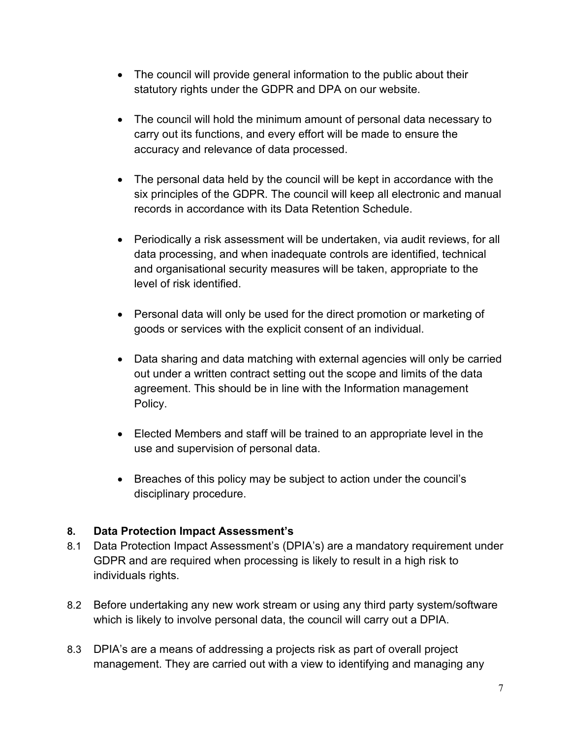- The council will provide general information to the public about their statutory rights under the GDPR and DPA on our website.

- The council will hold the minimum amount of personal data necessary to carry out its functions, and every effort will be made to ensure the accuracy and relevance of data processed.

- The personal data held by the council will be kept in accordance with the six principles of the GDPR. The council will keep all electronic and manual records in accordance with its Data Retention Schedule.

- Periodically a risk assessment will be undertaken, via audit reviews, for all data processing, and when inadequate controls are identified, technical and organisational security measures will be taken, appropriate to the level of risk identified.

- Personal data will only be used for the direct promotion or marketing of goods or services with the explicit consent of an individual.

- Data sharing and data matching with external agencies will only be carried out under a written contract setting out the scope and limits of the data agreement. This should be in line with the Information management Policy.

- Elected Members and staff will be trained to an appropriate level in the use and supervision of personal data.

- Breaches of this policy may be subject to action under the council's disciplinary procedure.

## 8. Data Protection Impact Assessment's

8.1 Data Protection Impact Assessment's (DPIA's) are a mandatory requirement under GDPR and are required when processing is likely to result in a high risk to individuals rights.

8.2 Before undertaking any new work stream or using any third party system/software which is likely to involve personal data, the council will carry out a DPIA.

8.3 DPIA's are a means of addressing a projects risk as part of overall project management. They are carried out with a view to identifying and managing any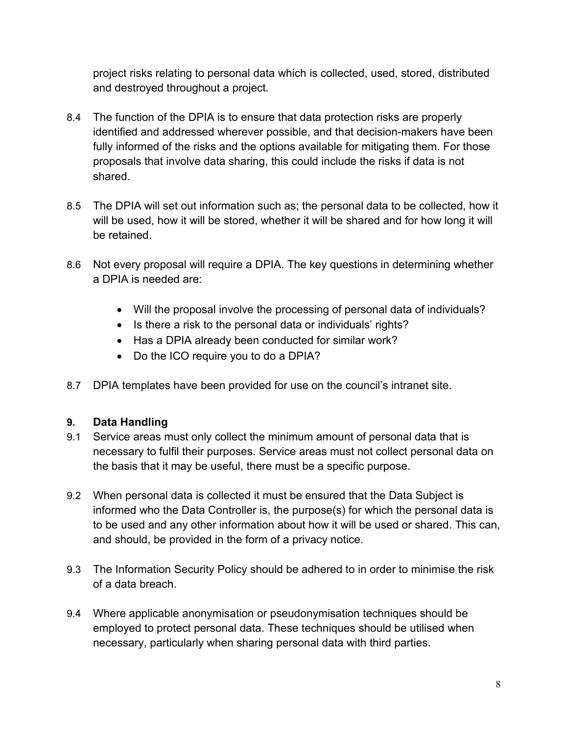project risks relating to personal data which is collected, used, stored, distributed and destroyed throughout a project.

8.4 The function of the DPIA is to ensure that data protection risks are properly identified and addressed wherever possible, and that decision-makers have been fully informed of the risks and the options available for mitigating them. For those proposals that involve data sharing, this could include the risks if data is not shared.

8.5 The DPIA will set out information such as; the personal data to be collected, how it will be used, how it will be stored, whether it will be shared and for how long it will be retained.

8.6 Not every proposal will require a DPIA. The key questions in determining whether a DPIA is needed are:

- Will the proposal involve the processing of personal data of individuals?
- Is there a risk to the personal data or individuals' rights?
- Has a DPIA already been conducted for similar work?
- Do the ICO require you to do a DPIA?

8.7 DPIA templates have been provided for use on the council's intranet site.

## 9. Data Handling

9.1 Service areas must only collect the minimum amount of personal data that is necessary to fulfil their purposes. Service areas must not collect personal data on the basis that it may be useful, there must be a specific purpose.

9.2 When personal data is collected it must be ensured that the Data Subject is informed who the Data Controller is, the purpose(s) for which the personal data is to be used and any other information about how it will be used or shared. This can, and should, be provided in the form of a privacy notice.

9.3 The Information Security Policy should be adhered to in order to minimise the risk of a data breach.

9.4 Where applicable anonymisation or pseudonymisation techniques should be employed to protect personal data. These techniques should be utilised when necessary, particularly when sharing personal data with third parties.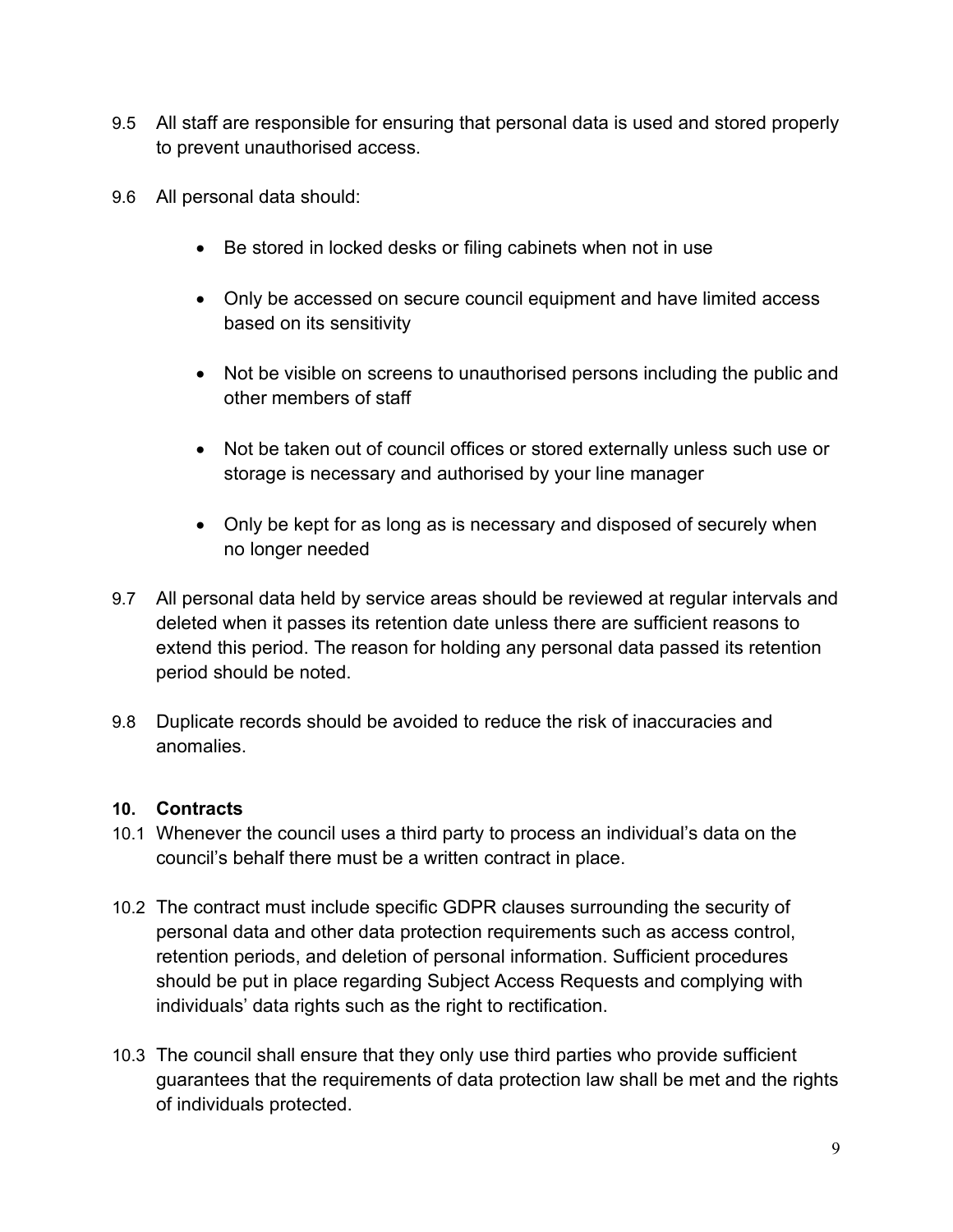9.5 All staff are responsible for ensuring that personal data is used and stored properly to prevent unauthorised access.

9.6 All personal data should:

- Be stored in locked desks or filing cabinets when not in use
- Only be accessed on secure council equipment and have limited access based on its sensitivity
- Not be visible on screens to unauthorised persons including the public and other members of staff
- Not be taken out of council offices or stored externally unless such use or storage is necessary and authorised by your line manager
- Only be kept for as long as is necessary and disposed of securely when no longer needed

9.7 All personal data held by service areas should be reviewed at regular intervals and deleted when it passes its retention date unless there are sufficient reasons to extend this period. The reason for holding any personal data passed its retention period should be noted.

9.8 Duplicate records should be avoided to reduce the risk of inaccuracies and anomalies.

## 10. Contracts

10.1 Whenever the council uses a third party to process an individual's data on the council's behalf there must be a written contract in place.

10.2 The contract must include specific GDPR clauses surrounding the security of personal data and other data protection requirements such as access control, retention periods, and deletion of personal information. Sufficient procedures should be put in place regarding Subject Access Requests and complying with individuals' data rights such as the right to rectification.

10.3 The council shall ensure that they only use third parties who provide sufficient guarantees that the requirements of data protection law shall be met and the rights of individuals protected.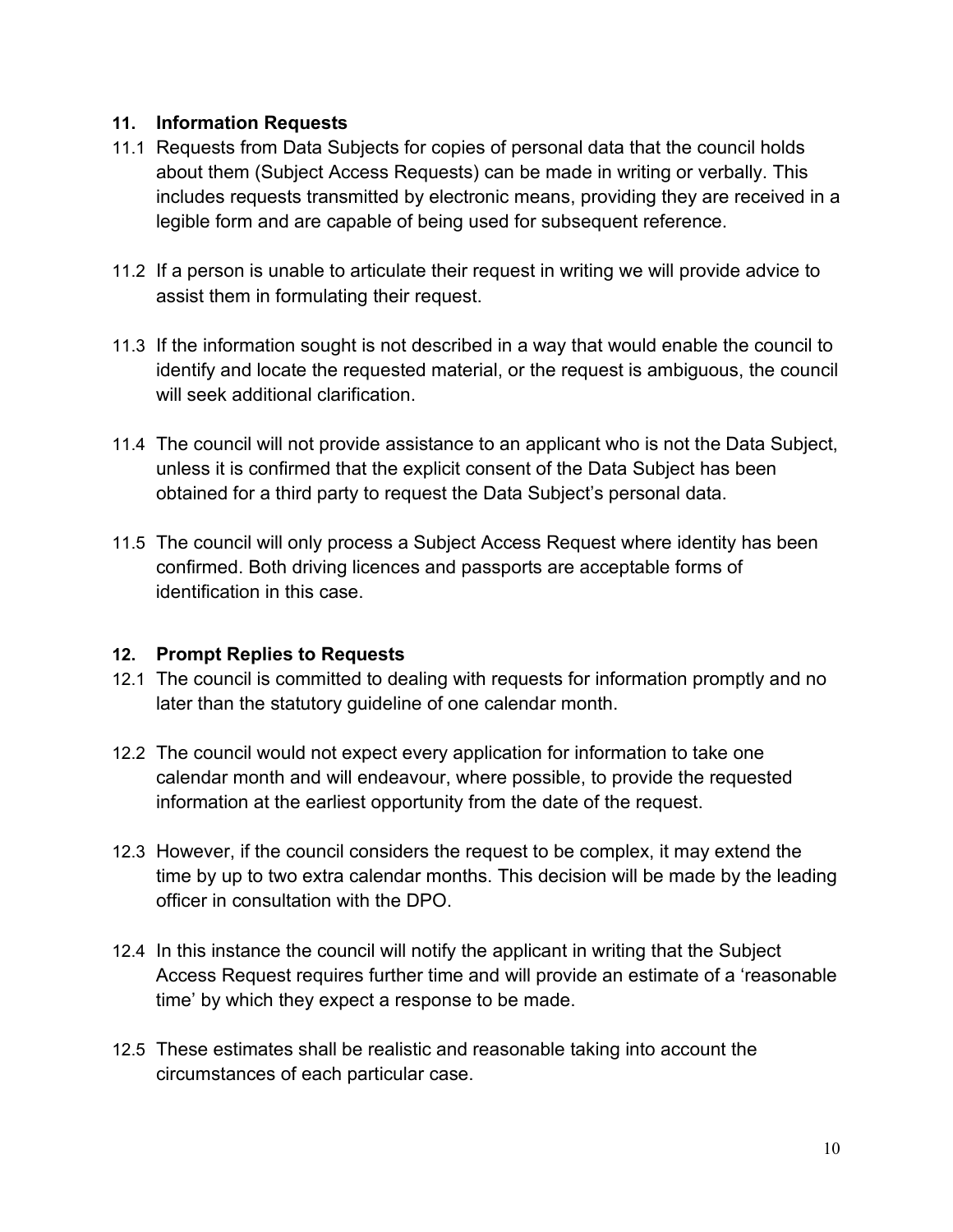## 11. Information Requests

11.1 Requests from Data Subjects for copies of personal data that the council holds about them (Subject Access Requests) can be made in writing or verbally. This includes requests transmitted by electronic means, providing they are received in a legible form and are capable of being used for subsequent reference.

11.2 If a person is unable to articulate their request in writing we will provide advice to assist them in formulating their request.

11.3 If the information sought is not described in a way that would enable the council to identify and locate the requested material, or the request is ambiguous, the council will seek additional clarification.

11.4 The council will not provide assistance to an applicant who is not the Data Subject, unless it is confirmed that the explicit consent of the Data Subject has been obtained for a third party to request the Data Subject's personal data.

11.5 The council will only process a Subject Access Request where identity has been confirmed. Both driving licences and passports are acceptable forms of identification in this case.

## 12. Prompt Replies to Requests

12.1 The council is committed to dealing with requests for information promptly and no later than the statutory guideline of one calendar month.

12.2 The council would not expect every application for information to take one calendar month and will endeavour, where possible, to provide the requested information at the earliest opportunity from the date of the request.

12.3 However, if the council considers the request to be complex, it may extend the time by up to two extra calendar months. This decision will be made by the leading officer in consultation with the DPO.

12.4 In this instance the council will notify the applicant in writing that the Subject Access Request requires further time and will provide an estimate of a 'reasonable time' by which they expect a response to be made.

12.5 These estimates shall be realistic and reasonable taking into account the circumstances of each particular case.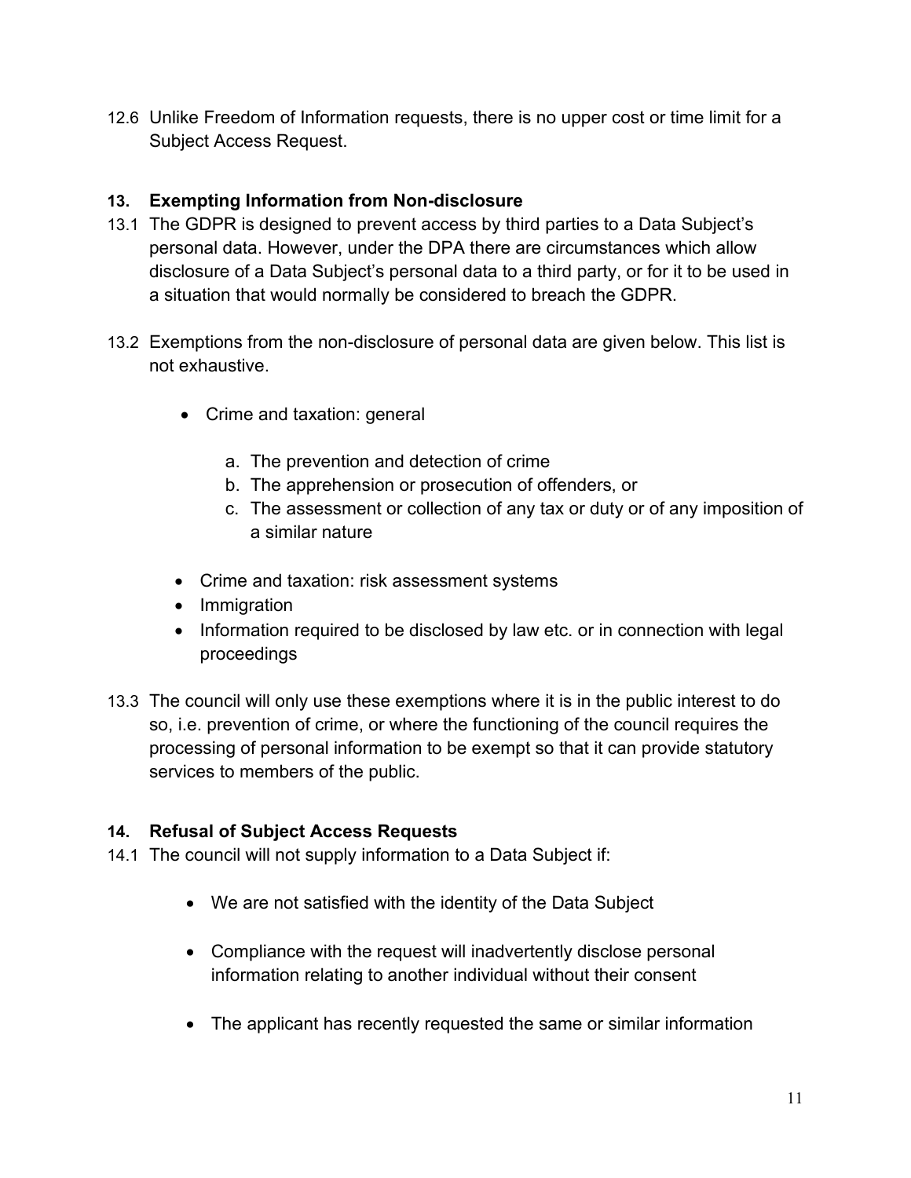12.6 Unlike Freedom of Information requests, there is no upper cost or time limit for a Subject Access Request.

## 13. Exempting Information from Non-disclosure

13.1 The GDPR is designed to prevent access by third parties to a Data Subject's personal data. However, under the DPA there are circumstances which allow disclosure of a Data Subject's personal data to a third party, or for it to be used in a situation that would normally be considered to breach the GDPR.

13.2 Exemptions from the non-disclosure of personal data are given below. This list is not exhaustive.

- Crime and taxation: general
    a. The prevention and detection of crime
    b. The apprehension or prosecution of offenders, or
    c. The assessment or collection of any tax or duty or of any imposition of a similar nature
- Crime and taxation: risk assessment systems
- Immigration
- Information required to be disclosed by law etc. or in connection with legal proceedings

13.3 The council will only use these exemptions where it is in the public interest to do so, i.e. prevention of crime, or where the functioning of the council requires the processing of personal information to be exempt so that it can provide statutory services to members of the public.

## 14. Refusal of Subject Access Requests

14.1 The council will not supply information to a Data Subject if:

- We are not satisfied with the identity of the Data Subject
- Compliance with the request will inadvertently disclose personal information relating to another individual without their consent
- The applicant has recently requested the same or similar information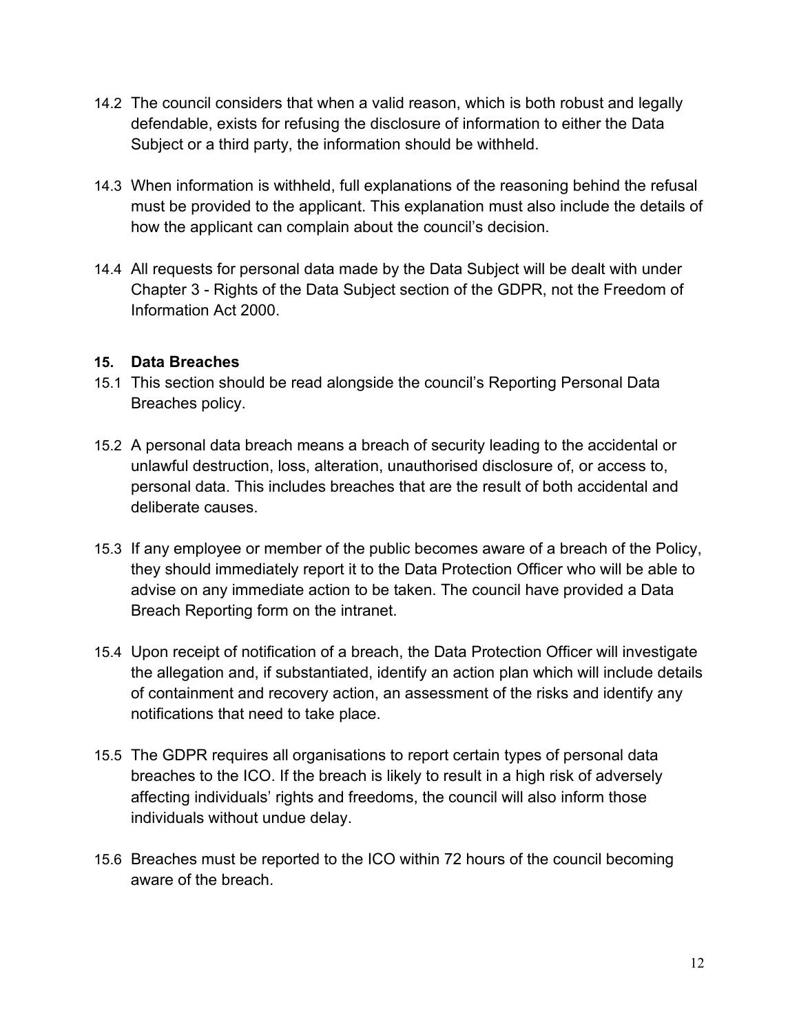14.2 The council considers that when a valid reason, which is both robust and legally defendable, exists for refusing the disclosure of information to either the Data Subject or a third party, the information should be withheld.

14.3 When information is withheld, full explanations of the reasoning behind the refusal must be provided to the applicant. This explanation must also include the details of how the applicant can complain about the council's decision.

14.4 All requests for personal data made by the Data Subject will be dealt with under Chapter 3 - Rights of the Data Subject section of the GDPR, not the Freedom of Information Act 2000.

## 15. Data Breaches

15.1 This section should be read alongside the council's Reporting Personal Data Breaches policy.

15.2 A personal data breach means a breach of security leading to the accidental or unlawful destruction, loss, alteration, unauthorised disclosure of, or access to, personal data. This includes breaches that are the result of both accidental and deliberate causes.

15.3 If any employee or member of the public becomes aware of a breach of the Policy, they should immediately report it to the Data Protection Officer who will be able to advise on any immediate action to be taken. The council have provided a Data Breach Reporting form on the intranet.

15.4 Upon receipt of notification of a breach, the Data Protection Officer will investigate the allegation and, if substantiated, identify an action plan which will include details of containment and recovery action, an assessment of the risks and identify any notifications that need to take place.

15.5 The GDPR requires all organisations to report certain types of personal data breaches to the ICO. If the breach is likely to result in a high risk of adversely affecting individuals' rights and freedoms, the council will also inform those individuals without undue delay.

15.6 Breaches must be reported to the ICO within 72 hours of the council becoming aware of the breach.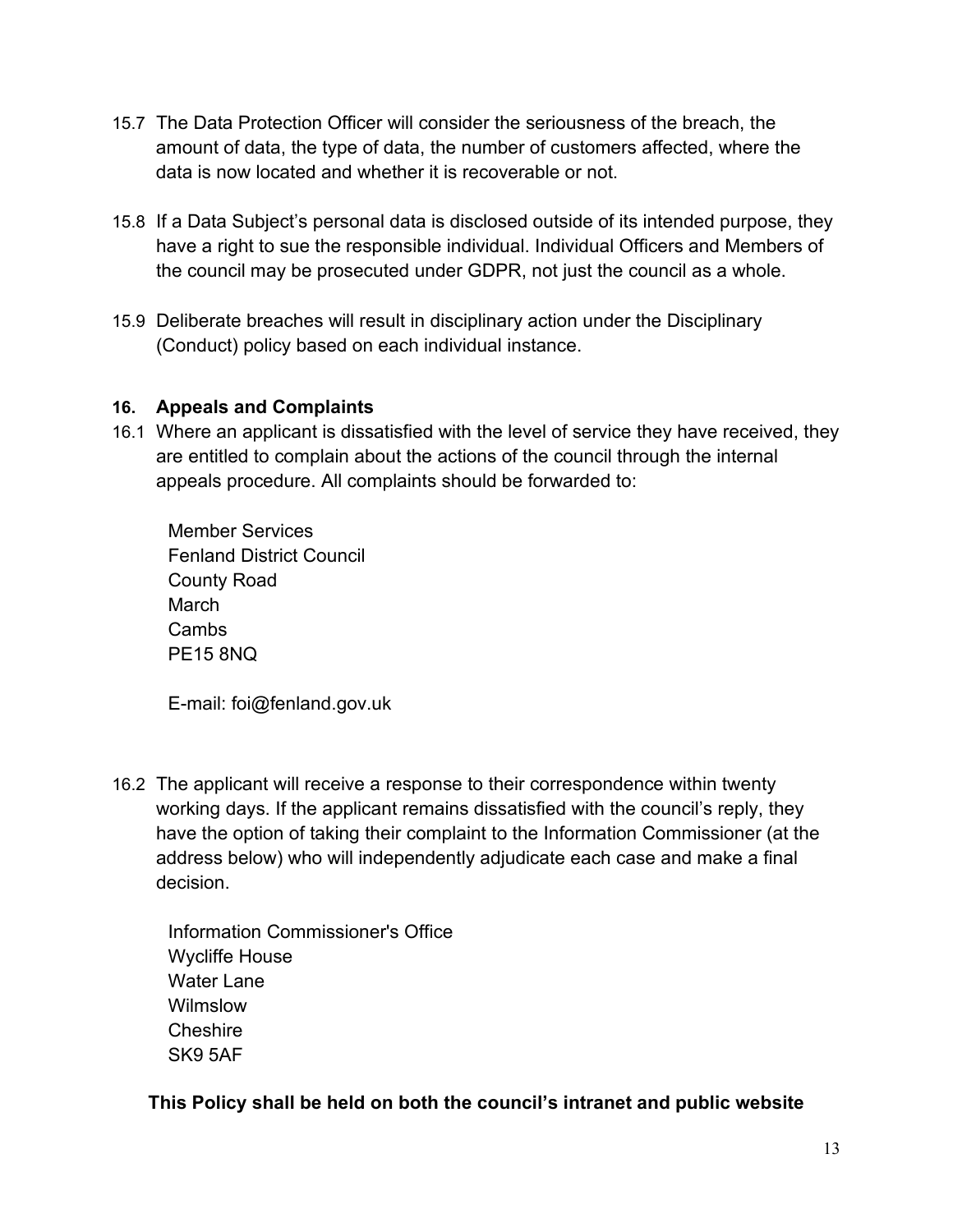15.7 The Data Protection Officer will consider the seriousness of the breach, the amount of data, the type of data, the number of customers affected, where the data is now located and whether it is recoverable or not.

15.8 If a Data Subject's personal data is disclosed outside of its intended purpose, they have a right to sue the responsible individual. Individual Officers and Members of the council may be prosecuted under GDPR, not just the council as a whole.

15.9 Deliberate breaches will result in disciplinary action under the Disciplinary (Conduct) policy based on each individual instance.

## 16. Appeals and Complaints

16.1 Where an applicant is dissatisfied with the level of service they have received, they are entitled to complain about the actions of the council through the internal appeals procedure. All complaints should be forwarded to:

Member Services
Fenland District Council
County Road
March
Cambs
PE15 8NQ

E-mail: foi@fenland.gov.uk

16.2 The applicant will receive a response to their correspondence within twenty working days. If the applicant remains dissatisfied with the council's reply, they have the option of taking their complaint to the Information Commissioner (at the address below) who will independently adjudicate each case and make a final decision.

Information Commissioner's Office
Wycliffe House
Water Lane
Wilmslow
Cheshire
SK9 5AF

**This Policy shall be held on both the council's intranet and public website**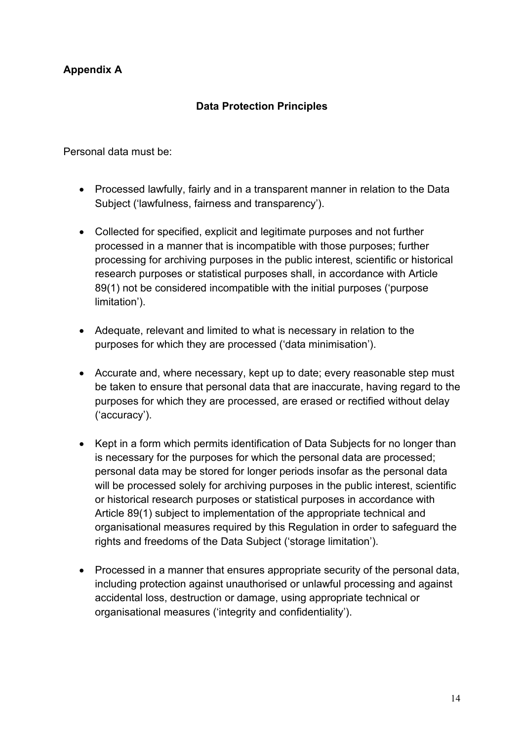**Appendix A**

## Data Protection Principles

Personal data must be:

- Processed lawfully, fairly and in a transparent manner in relation to the Data Subject ('lawfulness, fairness and transparency').

- Collected for specified, explicit and legitimate purposes and not further processed in a manner that is incompatible with those purposes; further processing for archiving purposes in the public interest, scientific or historical research purposes or statistical purposes shall, in accordance with Article 89(1) not be considered incompatible with the initial purposes ('purpose limitation').

- Adequate, relevant and limited to what is necessary in relation to the purposes for which they are processed ('data minimisation').

- Accurate and, where necessary, kept up to date; every reasonable step must be taken to ensure that personal data that are inaccurate, having regard to the purposes for which they are processed, are erased or rectified without delay ('accuracy').

- Kept in a form which permits identification of Data Subjects for no longer than is necessary for the purposes for which the personal data are processed; personal data may be stored for longer periods insofar as the personal data will be processed solely for archiving purposes in the public interest, scientific or historical research purposes or statistical purposes in accordance with Article 89(1) subject to implementation of the appropriate technical and organisational measures required by this Regulation in order to safeguard the rights and freedoms of the Data Subject ('storage limitation').

- Processed in a manner that ensures appropriate security of the personal data, including protection against unauthorised or unlawful processing and against accidental loss, destruction or damage, using appropriate technical or organisational measures ('integrity and confidentiality').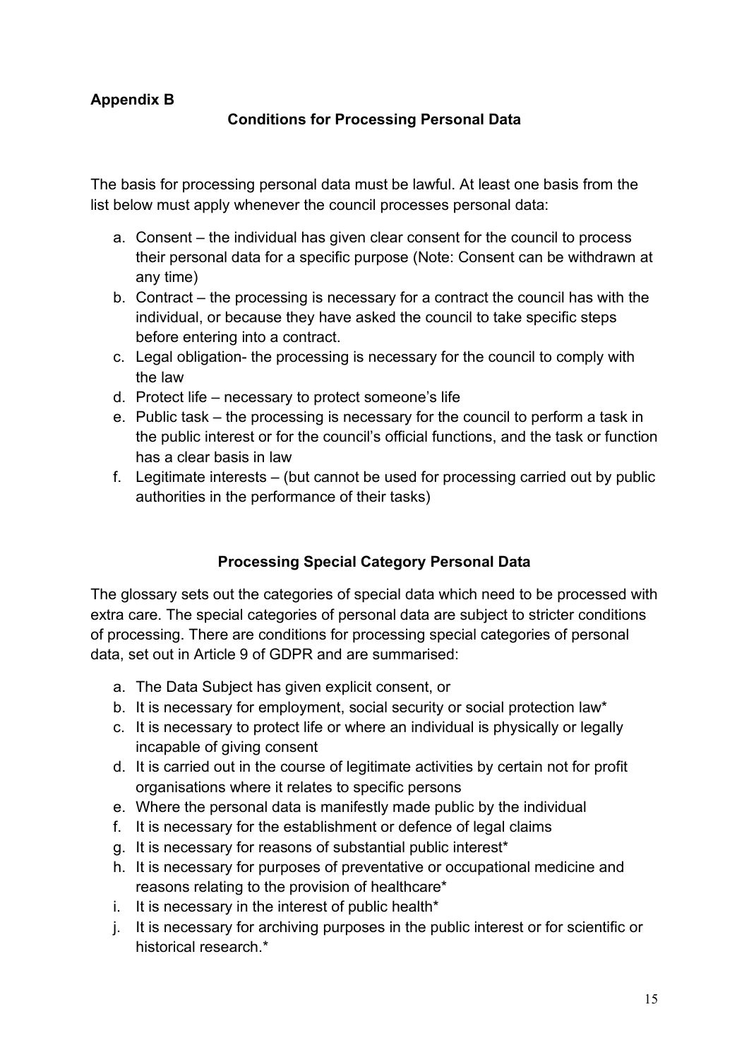**Appendix B**

## Conditions for Processing Personal Data

The basis for processing personal data must be lawful. At least one basis from the list below must apply whenever the council processes personal data:

a. Consent – the individual has given clear consent for the council to process their personal data for a specific purpose (Note: Consent can be withdrawn at any time)
b. Contract – the processing is necessary for a contract the council has with the individual, or because they have asked the council to take specific steps before entering into a contract.
c. Legal obligation- the processing is necessary for the council to comply with the law
d. Protect life – necessary to protect someone's life
e. Public task – the processing is necessary for the council to perform a task in the public interest or for the council's official functions, and the task or function has a clear basis in law
f. Legitimate interests – (but cannot be used for processing carried out by public authorities in the performance of their tasks)

## Processing Special Category Personal Data

The glossary sets out the categories of special data which need to be processed with extra care. The special categories of personal data are subject to stricter conditions of processing. There are conditions for processing special categories of personal data, set out in Article 9 of GDPR and are summarised:

a. The Data Subject has given explicit consent, or
b. It is necessary for employment, social security or social protection law*
c. It is necessary to protect life or where an individual is physically or legally incapable of giving consent
d. It is carried out in the course of legitimate activities by certain not for profit organisations where it relates to specific persons
e. Where the personal data is manifestly made public by the individual
f. It is necessary for the establishment or defence of legal claims
g. It is necessary for reasons of substantial public interest*
h. It is necessary for purposes of preventative or occupational medicine and reasons relating to the provision of healthcare*
i. It is necessary in the interest of public health*
j. It is necessary for archiving purposes in the public interest or for scientific or historical research.*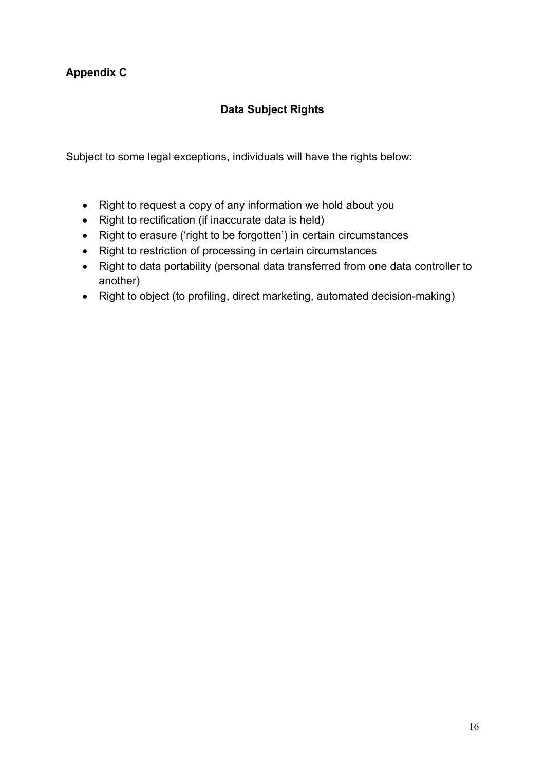**Appendix C**

## Data Subject Rights

Subject to some legal exceptions, individuals will have the rights below:

- Right to request a copy of any information we hold about you
- Right to rectification (if inaccurate data is held)
- Right to erasure ('right to be forgotten') in certain circumstances
- Right to restriction of processing in certain circumstances
- Right to data portability (personal data transferred from one data controller to another)
- Right to object (to profiling, direct marketing, automated decision-making)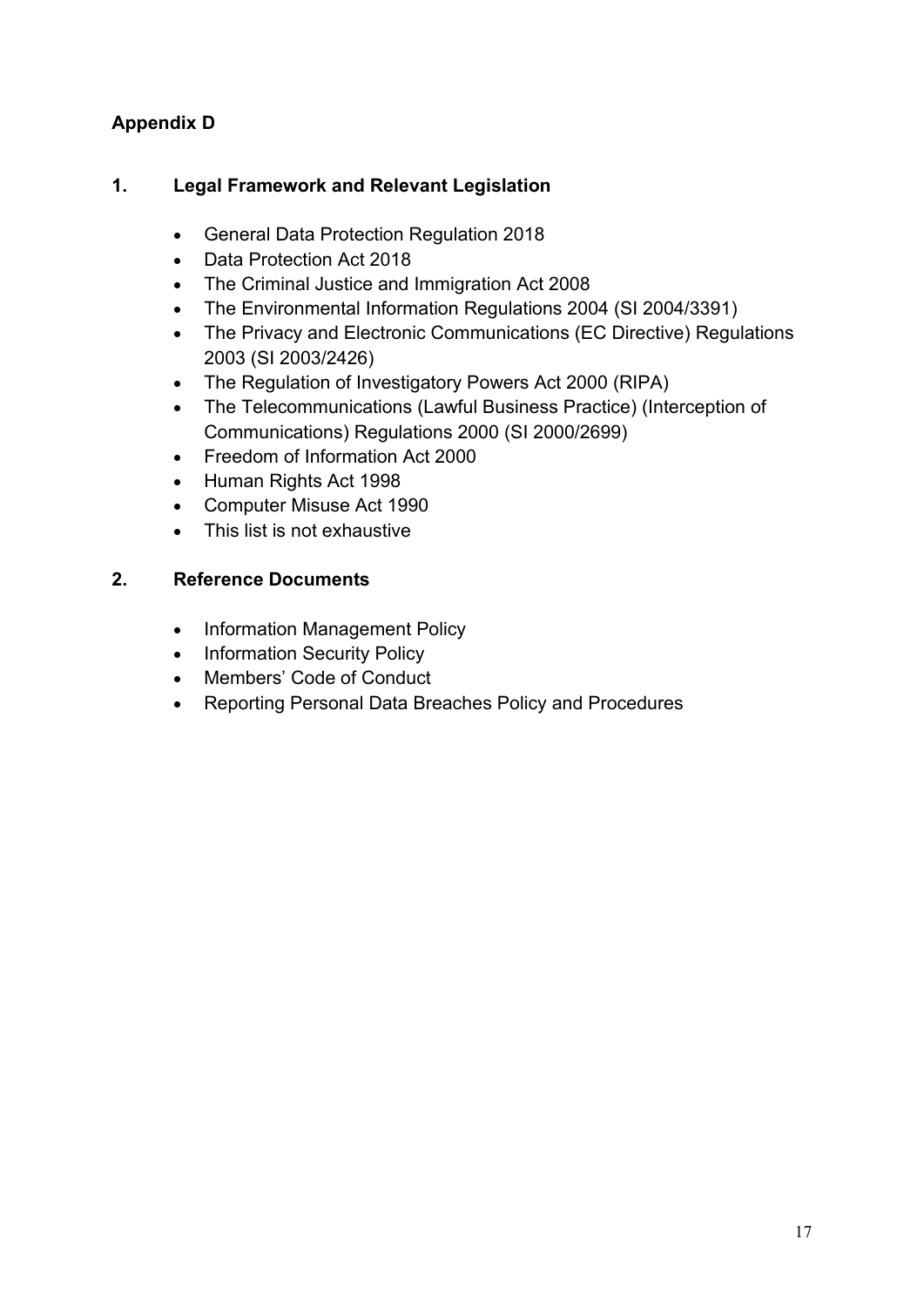## Appendix D

### 1. Legal Framework and Relevant Legislation

- General Data Protection Regulation 2018
- Data Protection Act 2018
- The Criminal Justice and Immigration Act 2008
- The Environmental Information Regulations 2004 (SI 2004/3391)
- The Privacy and Electronic Communications (EC Directive) Regulations 2003 (SI 2003/2426)
- The Regulation of Investigatory Powers Act 2000 (RIPA)
- The Telecommunications (Lawful Business Practice) (Interception of Communications) Regulations 2000 (SI 2000/2699)
- Freedom of Information Act 2000
- Human Rights Act 1998
- Computer Misuse Act 1990
- This list is not exhaustive

### 2. Reference Documents

- Information Management Policy
- Information Security Policy
- Members' Code of Conduct
- Reporting Personal Data Breaches Policy and Procedures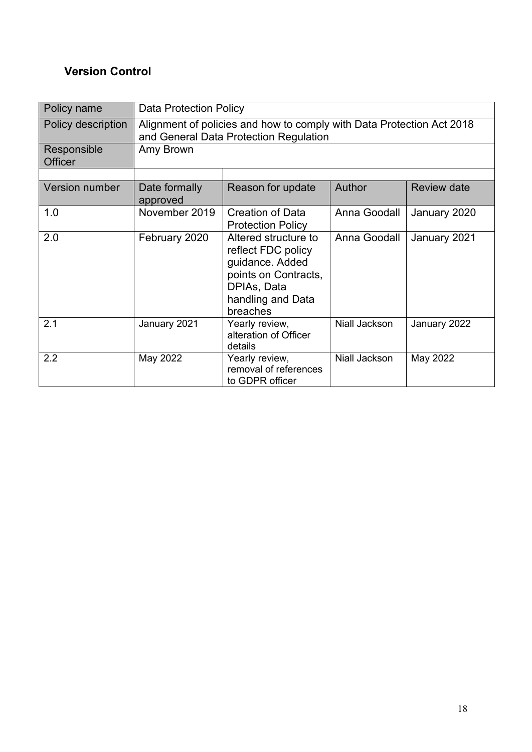## Version Control

| | | | | |
|---|---|---|---|---|
| Policy name | Data Protection Policy | | | |
| Policy description | Alignment of policies and how to comply with Data Protection Act 2018 and General Data Protection Regulation | | | |
| Responsible Officer | Amy Brown | | | |
| | | | | |
| Version number | Date formally approved | Reason for update | Author | Review date |
| 1.0 | November 2019 | Creation of Data Protection Policy | Anna Goodall | January 2020 |
| 2.0 | February 2020 | Altered structure to reflect FDC policy guidance. Added points on Contracts, DPIAs, Data handling and Data breaches | Anna Goodall | January 2021 |
| 2.1 | January 2021 | Yearly review, alteration of Officer details | Niall Jackson | January 2022 |
| 2.2 | May 2022 | Yearly review, removal of references to GDPR officer | Niall Jackson | May 2022 |